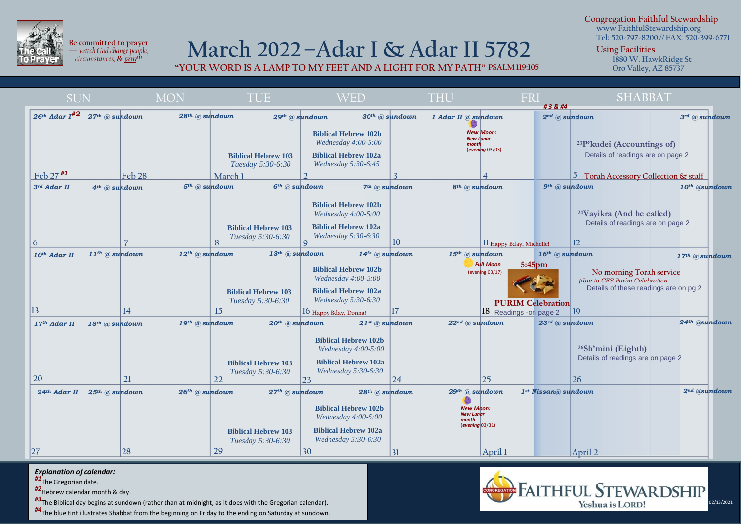Be committed to prayer — *watch God change people, circumstances, & you!!*

# March 2022 – Adar I & Adar II 5782

**"YOUR WORD IS A LAMP TO MY FEET AND A LIGHT FOR MY PATH"** PSALM 119:105

**Congregation Faithful Stewardship**
www.FaithfulStewardship.org
Tel: 520-797-8200 // FAX: 520-399-6771

**Using Facilities**
1880 W. HawkRidge St
Oro Valley, AZ 85737

| SUN | MON | TUE | WED | THU | FRI #3 & #4 | SHABBAT |
|---|---|---|---|---|---|---|
| *26th Adar I* #2 / *27th @ sundown* Feb 27 #1 | *28th @ sundown* Feb 28 | *29th @ sundown* **Biblical Hebrew 103** *Tuesday 5:30-6:30* March 1 | *30th @ sundown* **Biblical Hebrew 102b** *Wednesday 4:00-5:00* **Biblical Hebrew 102a** *Wednesday 5:30-6:45* 2 | *1 Adar II @ sundown* 3 | *New Moon: New Lunar month (evening 03/03)* *2nd @ sundown* 4 | *3rd @ sundown* [23] **P'kudei (Accountings of)** Details of readings are on page 2 5 Torah Accessory Collection & staff |
| *3rd Adar II* / *4th @ sundown* 6 | *5th @ sundown* 7 | *6th @ sundown* **Biblical Hebrew 103** *Tuesday 5:30-6:30* 8 | *7th @ sundown* **Biblical Hebrew 102b** *Wednesday 4:00-5:00* **Biblical Hebrew 102a** *Wednesday 5:30-6:30* 9 | *8th @ sundown* 10 | *9th @ sundown* 11 Happy Bday, Michelle! | *10th @sundown* [24] **Vayikra (And he called)** Details of readings are on page 2 12 |
| *10th Adar II* / *11th @ sundown* 13 | *12th @ sundown* 14 | *13th @ sundown* **Biblical Hebrew 103** *Tuesday 5:30-6:30* 15 | *14th @ sundown* **Biblical Hebrew 102b** *Wednesday 4:00-5:00* **Biblical Hebrew 102a** *Wednesday 5:30-6:30* 16 Happy Bday, Donna! | *15th @ sundown* *Full Moon (evening 03/17)* 17 | *16th @ sundown* 5:45pm **PURIM Celebration** 18 Readings -on page 2 | *17th @ sundown* No morning Torah service *(due to CFS Purim Celebration* Details of these readings are on pg 2 19 |
| *17th Adar II* / *18th @ sundown* 20 | *19th @ sundown* 21 | *20th @ sundown* **Biblical Hebrew 103** *Tuesday 5:30-6:30* 22 | *21st @ sundown* **Biblical Hebrew 102b** *Wednesday 4:00-5:00* **Biblical Hebrew 102a** *Wednesday 5:30-6:30* 23 | *22nd @ sundown* 24 | *23rd @ sundown* 25 | *24th @sundown* [26] **Sh'mini (Eighth)** Details of readings are on page 2 26 |
| *24th Adar II* / *25th @ sundown* 27 | *26th @ sundown* 28 | *27th @ sundown* **Biblical Hebrew 103** *Tuesday 5:30-6:30* 29 | *28th @ sundown* **Biblical Hebrew 102b** *Wednesday 4:00-5:00* **Biblical Hebrew 102a** *Wednesday 5:30-6:30* 30 | *29th @ sundown* *New Moon: New Lunar month (evening 03/31)* 31 | *1st Nissan@ sundown* April 1 | *2nd @sundown* April 2 |

***Explanation of calendar:***

#1 The Gregorian date.
#2 Hebrew calendar month & day.
#3 The Biblical day begins at sundown (rather than at midnight, as it does with the Gregorian calendar).
#4 The blue tint illustrates Shabbat from the beginning on Friday to the ending on Saturday at sundown.

CONGREGATION FAITHFUL STEWARDSHIP
Yeshua is LORD!

02/13/2021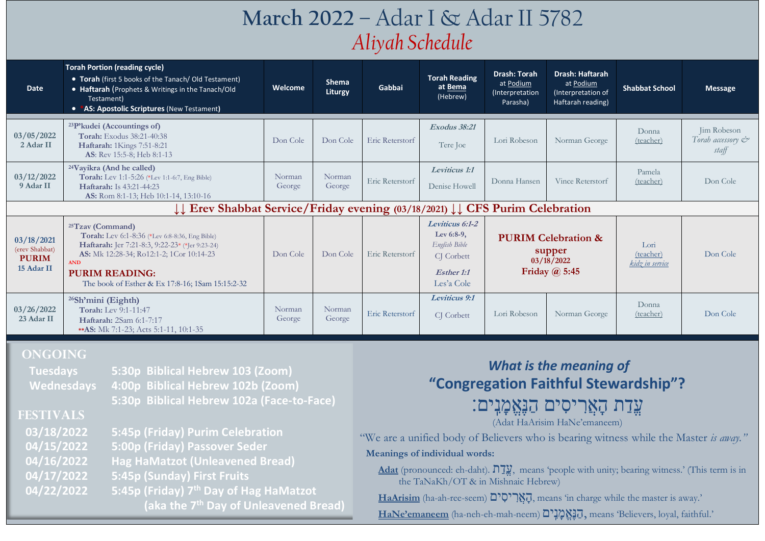# March 2022 – Adar I & Adar II 5782

## *Aliyah Schedule*

| Date | Torah Portion (reading cycle)<br>• **Torah** (first 5 books of the Tanach/ Old Testament)<br>• **Haftarah** (Prophets & Writings in the Tanach/Old Testament)<br>• *AS: Apostolic Scriptures (New Testament) | Welcome | Shema Liturgy | Gabbai | Torah Reading at Bema (Hebrew) | Drash: Torah at Podium (Interpretation Parasha) | Drash: Haftarah at Podium (Interpretation of Haftarah reading) | Shabbat School | Message |
|---|---|---|---|---|---|---|---|---|---|
| 03/05/2022<br>2 Adar II | [23]P'kudei (Accountings of)<br>**Torah:** Exodus 38:21-40:38<br>**Haftarah:** 1Kings 7:51-8:21<br>**AS:** Rev 15:5-8; Heb 8:1-13 | Don Cole | Don Cole | Eric Reterstorf | *Exodus 38:21*<br>Tere Joe | Lori Robeson | Norman George | Donna<br>(teacher) | Jim Robeson<br>*Torah accessory & staff* |
| 03/12/2022<br>9 Adar II | [24]Vayikra (And he called)<br>**Torah:** Lev 1:1-5:26 (*Lev 1:1-6:7, Eng Bible)<br>**Haftarah:** Is 43:21-44:23<br>**AS:** Rom 8:1-13; Heb 10:1-14, 13:10-16 | Norman George | Norman George | Eric Reterstorf | *Leviticus 1:1*<br>Denise Howell | Donna Hansen | Vince Reterstorf | Pamela<br>(teacher) | Don Cole |
| **↓↓ Erev Shabbat Service/Friday evening (03/18/2021) ↓↓ CFS Purim Celebration** | | | | | | | | | |
| 03/18/2021<br>(erev Shabbat)<br>**PURIM**<br>15 Adar II | [25]Tzav (Command)<br>**Torah:** Lev 6:1-8:36 (*Lev 6:8-8:36, Eng Bible)<br>**Haftarah:** Jer 7:21-8:3, 9:22-23* (*Jer 9:23-24)<br>**AS:** Mk 12:28-34; Ro12:1-2; 1Cor 10:14-23<br>**AND**<br>**PURIM READING:**<br>The book of Esther & Ex 17:8-16; 1Sam 15:15:2-32 | Don Cole | Don Cole | Eric Reterstorf | *Leviticus 6:1-2*<br>**Lev 6:8-9,**<br>*English Bible*<br>CJ Corbett<br>*Esther 1:1*<br>Les'a Cole | **PURIM Celebration & supper**<br>**03/18/2022**<br>**Friday @ 5:45** | | Lori<br>(teacher)<br>*kidz in service* | Don Cole |
| 03/26/2022<br>23 Adar II | [26]Sh'mini (Eighth)<br>**Torah:** Lev 9:1-11:47<br>**Haftarah:** 2Sam 6:1-7:17<br>****AS:** Mk 7:1-23; Acts 5:1-11, 10:1-35 | Norman George | Norman George | Eric Reterstorf | *Leviticus 9:1*<br>CJ Corbett | Lori Robeson | Norman George | Donna<br>(teacher) | Don Cole |

### ONGOING

**Tuesdays** 5:30p Biblical Hebrew 103 (Zoom)
**Wednesdays** 4:00p Biblical Hebrew 102b (Zoom)
5:30p Biblical Hebrew 102a (Face-to-Face)

### FESTIVALS

**03/18/2022** 5:45p (Friday) Purim Celebration
**04/15/2022** 5:00p (Friday) Passover Seder
**04/16/2022** Hag HaMatzot (Unleavened Bread)
**04/17/2022** 5:45p (Sunday) First Fruits
**04/22/2022** 5:45p (Friday) 7th Day of Hag HaMatzot (aka the 7th Day of Unleavened Bread)

### *What is the meaning of "Congregation Faithful Stewardship"?*

## עֲדַת הָאֲרִיסִים הַנֶּאֱמָנִים:

(Adat HaArisim HaNe'emaneem)

"We are a unified body of Believers who is bearing witness while the Master *is away."*

**Meanings of individual words:**

**Adat** (pronounced: eh-daht). עֲדַת, means 'people with unity; bearing witness.' (This term is in the TaNaKh/OT & in Mishnaic Hebrew)

**HaArisim** (ha-ah-ree-seem) הָאֲרִיסִים, means 'in charge while the master is away.'

**HaNe'emaneem** (ha-neh-eh-mah-neem) הַנֶּאֱמָנִים, means 'Believers, loyal, faithful.'